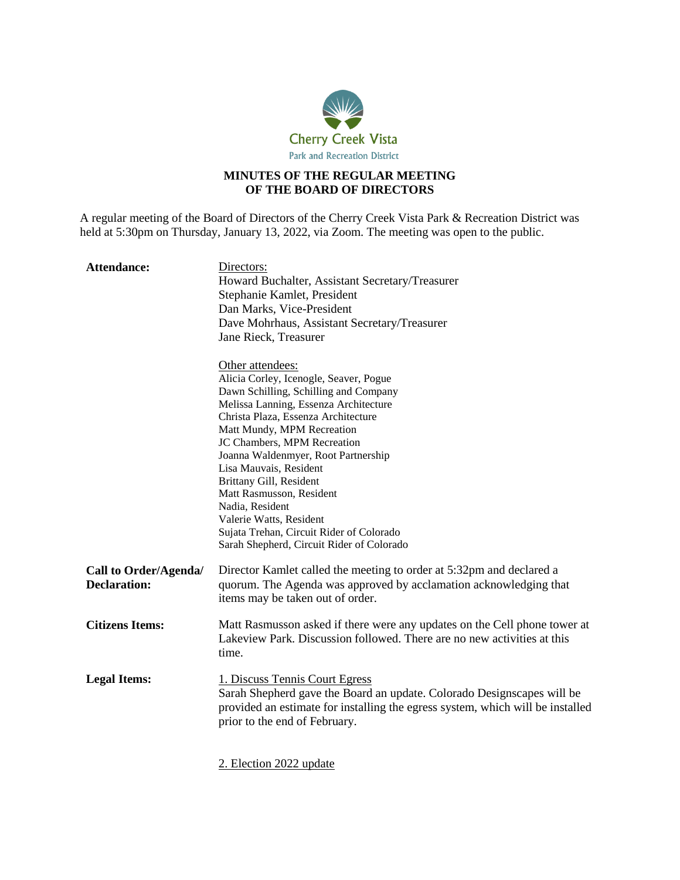Cherry Creek Vista

Park and Recreation District

## MINUTES OF THE REGULAR MEETING OF THE BOARD OF DIRECTORS

A regular meeting of the Board of Directors of the Cherry Creek Vista Park & Recreation District was held at 5:30pm on Thursday, January 13, 2022, via Zoom. The meeting was open to the public.

**Attendance:**

Directors:
Howard Buchalter, Assistant Secretary/Treasurer
Stephanie Kamlet, President
Dan Marks, Vice-President
Dave Mohrhaus, Assistant Secretary/Treasurer
Jane Rieck, Treasurer

Other attendees:
Alicia Corley, Icenogle, Seaver, Pogue
Dawn Schilling, Schilling and Company
Melissa Lanning, Essenza Architecture
Christa Plaza, Essenza Architecture
Matt Mundy, MPM Recreation
JC Chambers, MPM Recreation
Joanna Waldenmyer, Root Partnership
Lisa Mauvais, Resident
Brittany Gill, Resident
Matt Rasmusson, Resident
Nadia, Resident
Valerie Watts, Resident
Sujata Trehan, Circuit Rider of Colorado
Sarah Shepherd, Circuit Rider of Colorado

**Call to Order/Agenda/ Declaration:**

Director Kamlet called the meeting to order at 5:32pm and declared a quorum. The Agenda was approved by acclamation acknowledging that items may be taken out of order.

**Citizens Items:**

Matt Rasmusson asked if there were any updates on the Cell phone tower at Lakeview Park. Discussion followed. There are no new activities at this time.

**Legal Items:**

1. Discuss Tennis Court Egress

Sarah Shepherd gave the Board an update. Colorado Designscapes will be provided an estimate for installing the egress system, which will be installed prior to the end of February.

2. Election 2022 update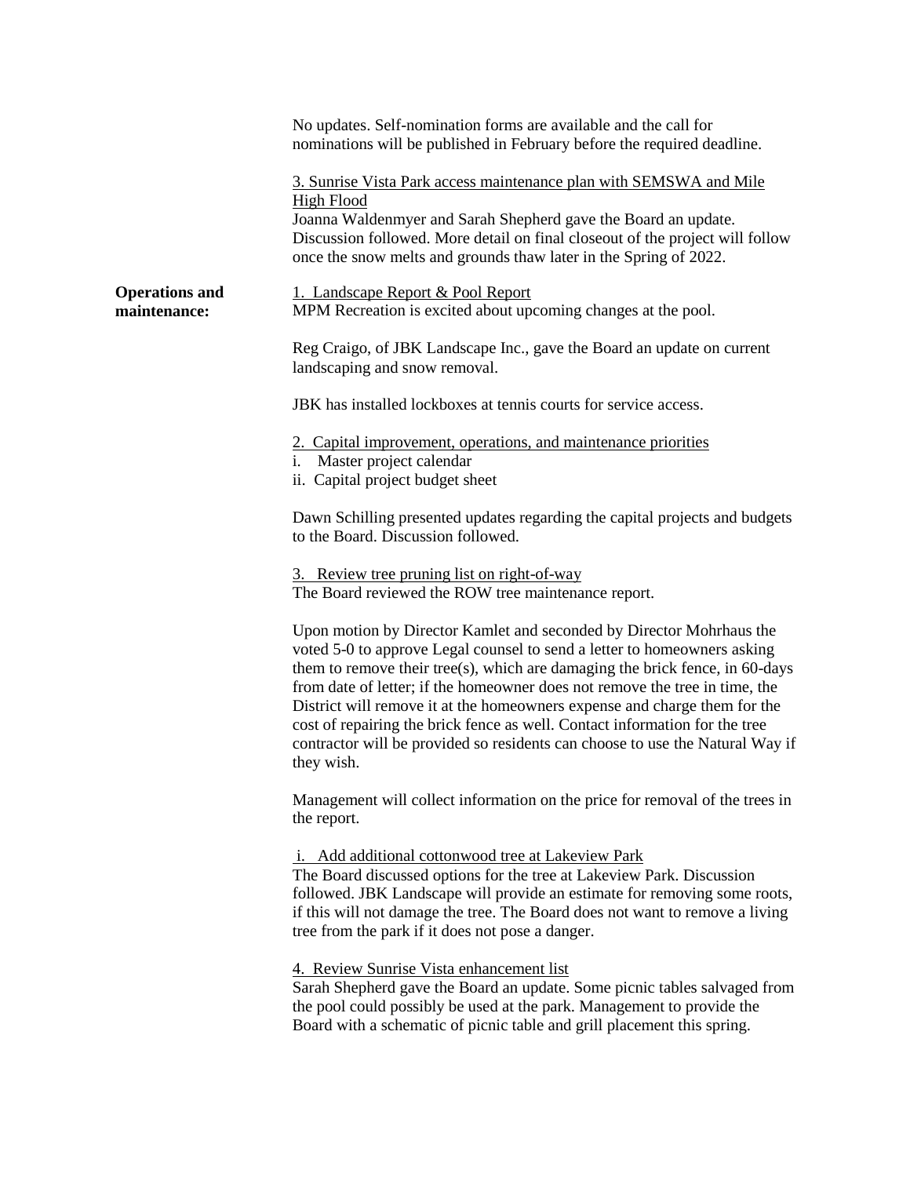No updates. Self-nomination forms are available and the call for nominations will be published in February before the required deadline.

3. Sunrise Vista Park access maintenance plan with SEMSWA and Mile High Flood

Joanna Waldenmyer and Sarah Shepherd gave the Board an update. Discussion followed. More detail on final closeout of the project will follow once the snow melts and grounds thaw later in the Spring of 2022.

**Operations and maintenance:**

1. Landscape Report & Pool Report

MPM Recreation is excited about upcoming changes at the pool.

Reg Craigo, of JBK Landscape Inc., gave the Board an update on current landscaping and snow removal.

JBK has installed lockboxes at tennis courts for service access.

2. Capital improvement, operations, and maintenance priorities

i. Master project calendar

ii. Capital project budget sheet

Dawn Schilling presented updates regarding the capital projects and budgets to the Board. Discussion followed.

3. Review tree pruning list on right-of-way

The Board reviewed the ROW tree maintenance report.

Upon motion by Director Kamlet and seconded by Director Mohrhaus the voted 5-0 to approve Legal counsel to send a letter to homeowners asking them to remove their tree(s), which are damaging the brick fence, in 60-days from date of letter; if the homeowner does not remove the tree in time, the District will remove it at the homeowners expense and charge them for the cost of repairing the brick fence as well. Contact information for the tree contractor will be provided so residents can choose to use the Natural Way if they wish.

Management will collect information on the price for removal of the trees in the report.

i. Add additional cottonwood tree at Lakeview Park

The Board discussed options for the tree at Lakeview Park. Discussion followed. JBK Landscape will provide an estimate for removing some roots, if this will not damage the tree. The Board does not want to remove a living tree from the park if it does not pose a danger.

4. Review Sunrise Vista enhancement list

Sarah Shepherd gave the Board an update. Some picnic tables salvaged from the pool could possibly be used at the park. Management to provide the Board with a schematic of picnic table and grill placement this spring.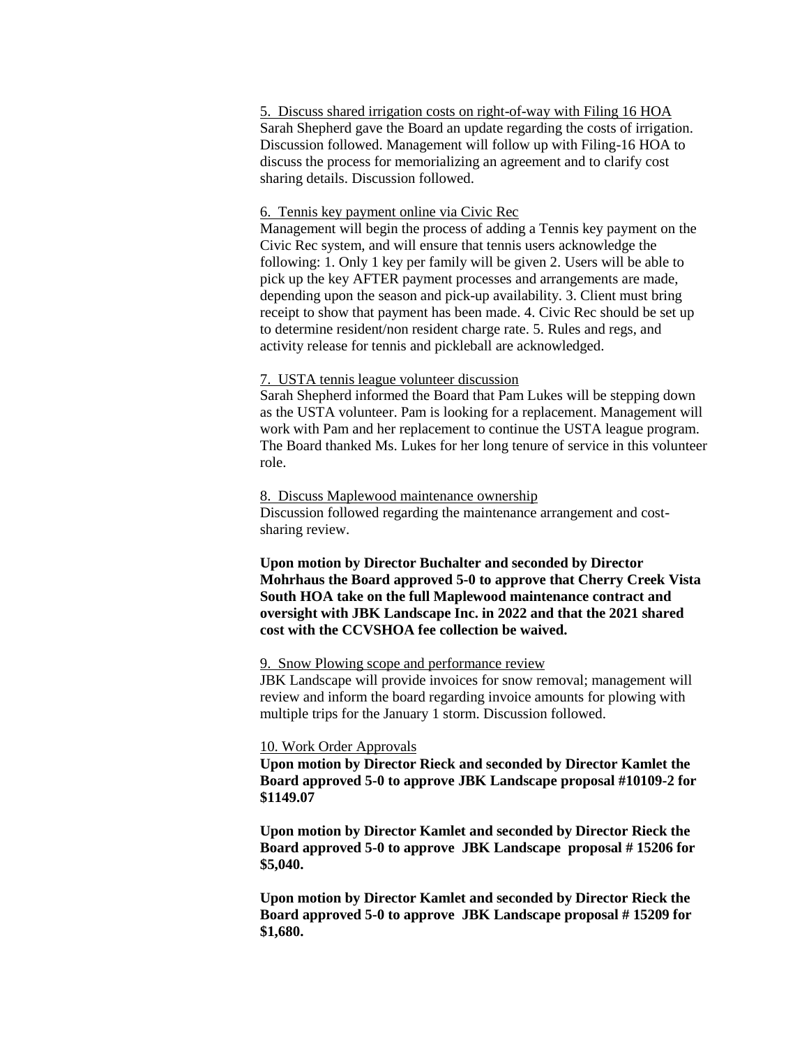5. Discuss shared irrigation costs on right-of-way with Filing 16 HOA

Sarah Shepherd gave the Board an update regarding the costs of irrigation. Discussion followed. Management will follow up with Filing-16 HOA to discuss the process for memorializing an agreement and to clarify cost sharing details. Discussion followed.

6. Tennis key payment online via Civic Rec

Management will begin the process of adding a Tennis key payment on the Civic Rec system, and will ensure that tennis users acknowledge the following: 1. Only 1 key per family will be given 2. Users will be able to pick up the key AFTER payment processes and arrangements are made, depending upon the season and pick-up availability. 3. Client must bring receipt to show that payment has been made. 4. Civic Rec should be set up to determine resident/non resident charge rate. 5. Rules and regs, and activity release for tennis and pickleball are acknowledged.

7. USTA tennis league volunteer discussion

Sarah Shepherd informed the Board that Pam Lukes will be stepping down as the USTA volunteer. Pam is looking for a replacement. Management will work with Pam and her replacement to continue the USTA league program. The Board thanked Ms. Lukes for her long tenure of service in this volunteer role.

8. Discuss Maplewood maintenance ownership

Discussion followed regarding the maintenance arrangement and cost-sharing review.

**Upon motion by Director Buchalter and seconded by Director Mohrhaus the Board approved 5-0 to approve that Cherry Creek Vista South HOA take on the full Maplewood maintenance contract and oversight with JBK Landscape Inc. in 2022 and that the 2021 shared cost with the CCVSHOA fee collection be waived.**

9. Snow Plowing scope and performance review

JBK Landscape will provide invoices for snow removal; management will review and inform the board regarding invoice amounts for plowing with multiple trips for the January 1 storm. Discussion followed.

10. Work Order Approvals

**Upon motion by Director Rieck and seconded by Director Kamlet the Board approved 5-0 to approve JBK Landscape proposal #10109-2 for $1149.07**

**Upon motion by Director Kamlet and seconded by Director Rieck the Board approved 5-0 to approve JBK Landscape proposal # 15206 for $5,040.**

**Upon motion by Director Kamlet and seconded by Director Rieck the Board approved 5-0 to approve JBK Landscape proposal # 15209 for $1,680.**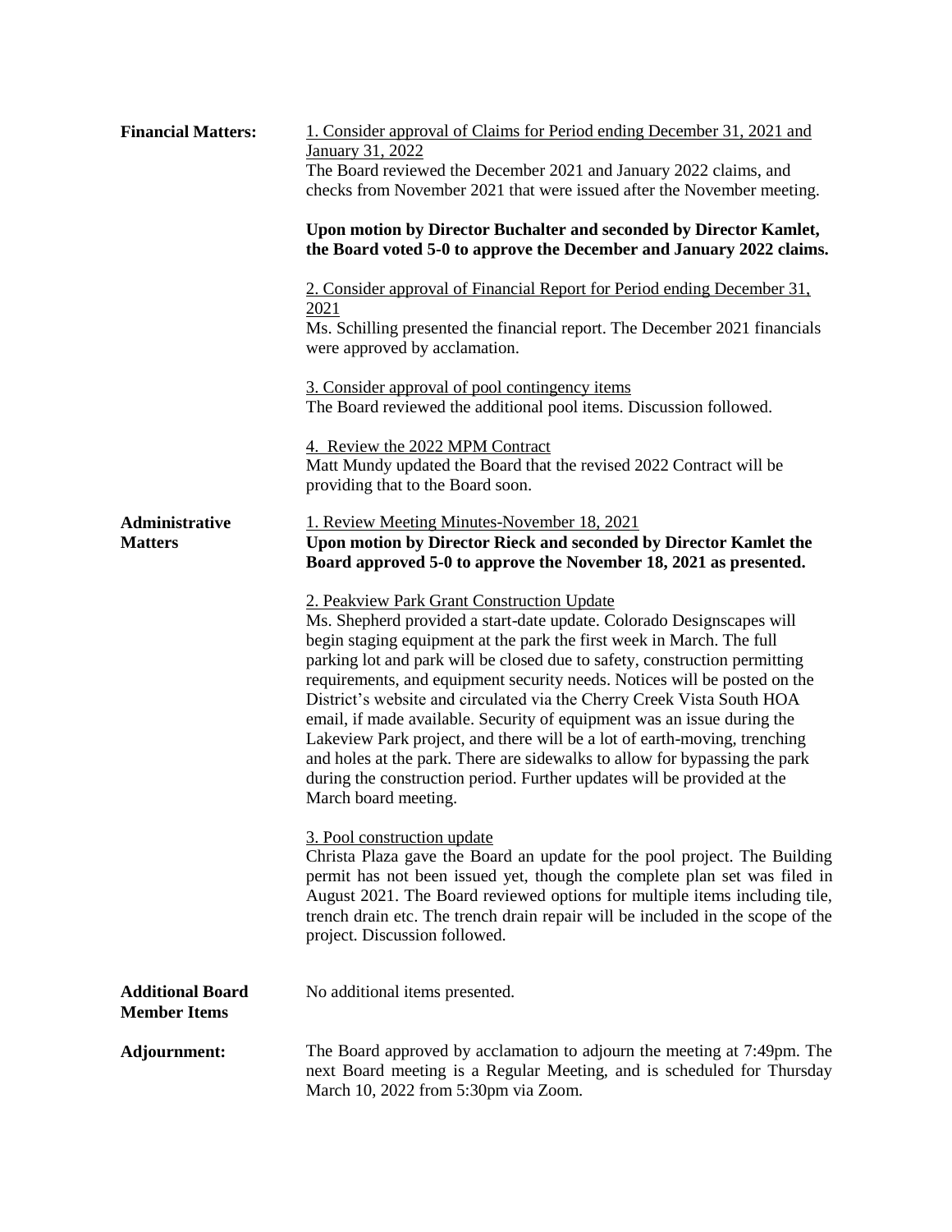**Financial Matters:**

1. Consider approval of Claims for Period ending December 31, 2021 and January 31, 2022

The Board reviewed the December 2021 and January 2022 claims, and checks from November 2021 that were issued after the November meeting.

**Upon motion by Director Buchalter and seconded by Director Kamlet, the Board voted 5-0 to approve the December and January 2022 claims.**

2. Consider approval of Financial Report for Period ending December 31, 2021

Ms. Schilling presented the financial report. The December 2021 financials were approved by acclamation.

3. Consider approval of pool contingency items

The Board reviewed the additional pool items. Discussion followed.

4. Review the 2022 MPM Contract

Matt Mundy updated the Board that the revised 2022 Contract will be providing that to the Board soon.

**Administrative Matters**

1. Review Meeting Minutes-November 18, 2021

**Upon motion by Director Rieck and seconded by Director Kamlet the Board approved 5-0 to approve the November 18, 2021 as presented.**

2. Peakview Park Grant Construction Update

Ms. Shepherd provided a start-date update. Colorado Designscapes will begin staging equipment at the park the first week in March. The full parking lot and park will be closed due to safety, construction permitting requirements, and equipment security needs. Notices will be posted on the District's website and circulated via the Cherry Creek Vista South HOA email, if made available. Security of equipment was an issue during the Lakeview Park project, and there will be a lot of earth-moving, trenching and holes at the park. There are sidewalks to allow for bypassing the park during the construction period. Further updates will be provided at the March board meeting.

3. Pool construction update

Christa Plaza gave the Board an update for the pool project. The Building permit has not been issued yet, though the complete plan set was filed in August 2021. The Board reviewed options for multiple items including tile, trench drain etc. The trench drain repair will be included in the scope of the project. Discussion followed.

**Additional Board Member Items**

No additional items presented.

**Adjournment:**

The Board approved by acclamation to adjourn the meeting at 7:49pm. The next Board meeting is a Regular Meeting, and is scheduled for Thursday March 10, 2022 from 5:30pm via Zoom.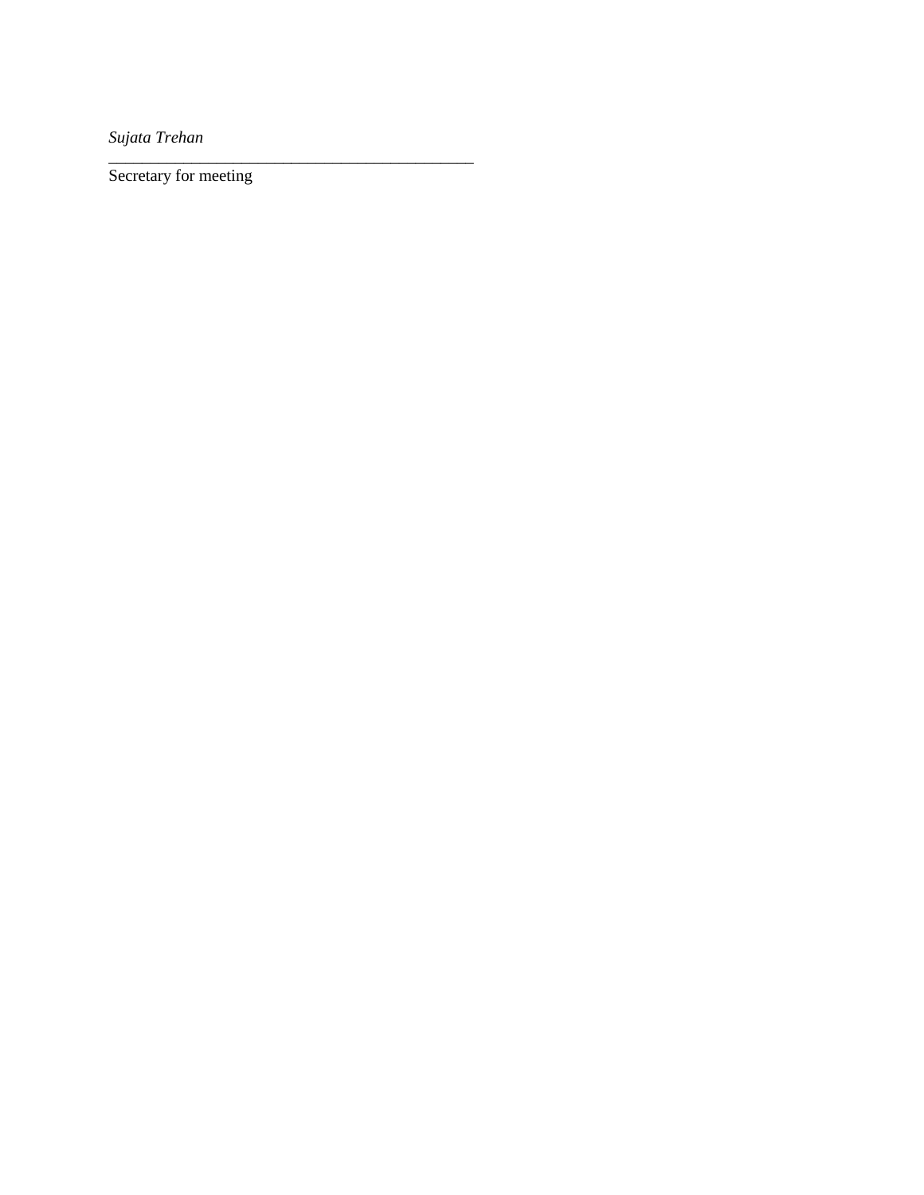*Sujata Trehan*

_______________________________________________

Secretary for meeting